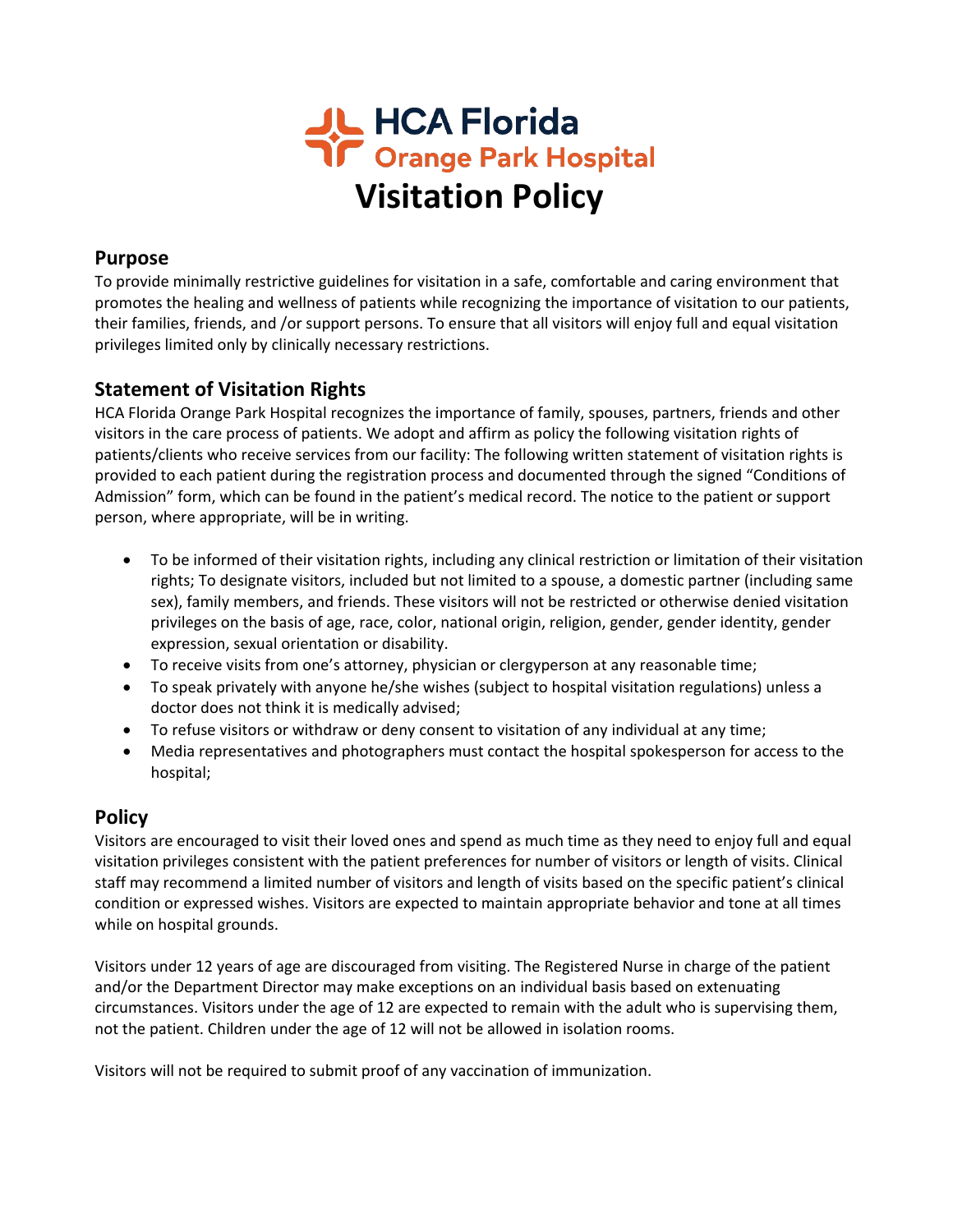# HCA Florida Orange Park Hospital

# Visitation Policy

## Purpose

To provide minimally restrictive guidelines for visitation in a safe, comfortable and caring environment that promotes the healing and wellness of patients while recognizing the importance of visitation to our patients, their families, friends, and /or support persons. To ensure that all visitors will enjoy full and equal visitation privileges limited only by clinically necessary restrictions.

## Statement of Visitation Rights

HCA Florida Orange Park Hospital recognizes the importance of family, spouses, partners, friends and other visitors in the care process of patients. We adopt and affirm as policy the following visitation rights of patients/clients who receive services from our facility: The following written statement of visitation rights is provided to each patient during the registration process and documented through the signed "Conditions of Admission" form, which can be found in the patient's medical record. The notice to the patient or support person, where appropriate, will be in writing.

- To be informed of their visitation rights, including any clinical restriction or limitation of their visitation rights; To designate visitors, included but not limited to a spouse, a domestic partner (including same sex), family members, and friends. These visitors will not be restricted or otherwise denied visitation privileges on the basis of age, race, color, national origin, religion, gender, gender identity, gender expression, sexual orientation or disability.
- To receive visits from one's attorney, physician or clergyperson at any reasonable time;
- To speak privately with anyone he/she wishes (subject to hospital visitation regulations) unless a doctor does not think it is medically advised;
- To refuse visitors or withdraw or deny consent to visitation of any individual at any time;
- Media representatives and photographers must contact the hospital spokesperson for access to the hospital;

## Policy

Visitors are encouraged to visit their loved ones and spend as much time as they need to enjoy full and equal visitation privileges consistent with the patient preferences for number of visitors or length of visits. Clinical staff may recommend a limited number of visitors and length of visits based on the specific patient's clinical condition or expressed wishes. Visitors are expected to maintain appropriate behavior and tone at all times while on hospital grounds.

Visitors under 12 years of age are discouraged from visiting. The Registered Nurse in charge of the patient and/or the Department Director may make exceptions on an individual basis based on extenuating circumstances. Visitors under the age of 12 are expected to remain with the adult who is supervising them, not the patient. Children under the age of 12 will not be allowed in isolation rooms.

Visitors will not be required to submit proof of any vaccination of immunization.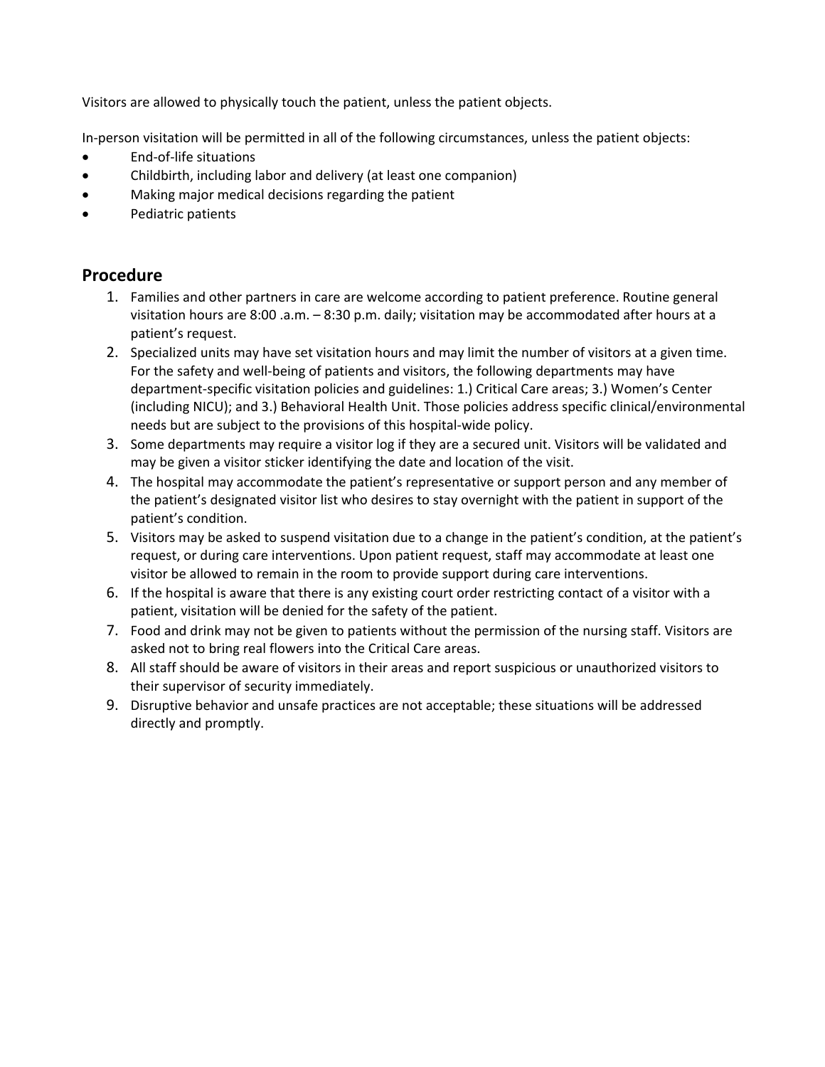Visitors are allowed to physically touch the patient, unless the patient objects.

In-person visitation will be permitted in all of the following circumstances, unless the patient objects:

- End-of-life situations
- Childbirth, including labor and delivery (at least one companion)
- Making major medical decisions regarding the patient
- Pediatric patients

## Procedure

1. Families and other partners in care are welcome according to patient preference. Routine general visitation hours are 8:00 .a.m. – 8:30 p.m. daily; visitation may be accommodated after hours at a patient's request.
2. Specialized units may have set visitation hours and may limit the number of visitors at a given time. For the safety and well-being of patients and visitors, the following departments may have department-specific visitation policies and guidelines: 1.) Critical Care areas; 3.) Women's Center (including NICU); and 3.) Behavioral Health Unit. Those policies address specific clinical/environmental needs but are subject to the provisions of this hospital-wide policy.
3. Some departments may require a visitor log if they are a secured unit. Visitors will be validated and may be given a visitor sticker identifying the date and location of the visit.
4. The hospital may accommodate the patient's representative or support person and any member of the patient's designated visitor list who desires to stay overnight with the patient in support of the patient's condition.
5. Visitors may be asked to suspend visitation due to a change in the patient's condition, at the patient's request, or during care interventions. Upon patient request, staff may accommodate at least one visitor be allowed to remain in the room to provide support during care interventions.
6. If the hospital is aware that there is any existing court order restricting contact of a visitor with a patient, visitation will be denied for the safety of the patient.
7. Food and drink may not be given to patients without the permission of the nursing staff. Visitors are asked not to bring real flowers into the Critical Care areas.
8. All staff should be aware of visitors in their areas and report suspicious or unauthorized visitors to their supervisor of security immediately.
9. Disruptive behavior and unsafe practices are not acceptable; these situations will be addressed directly and promptly.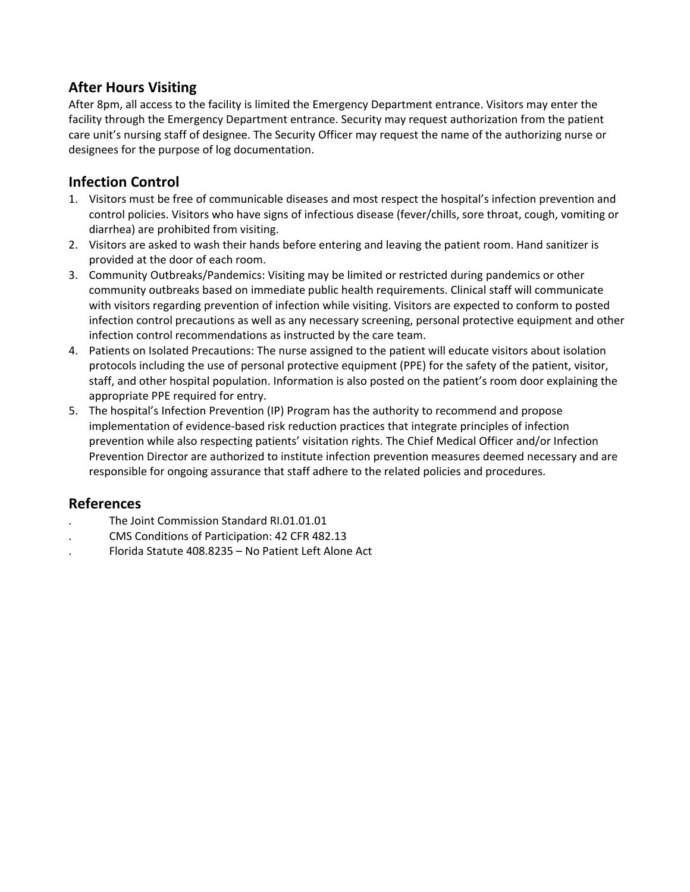## After Hours Visiting

After 8pm, all access to the facility is limited the Emergency Department entrance. Visitors may enter the facility through the Emergency Department entrance. Security may request authorization from the patient care unit's nursing staff of designee. The Security Officer may request the name of the authorizing nurse or designees for the purpose of log documentation.

## Infection Control

1. Visitors must be free of communicable diseases and most respect the hospital's infection prevention and control policies. Visitors who have signs of infectious disease (fever/chills, sore throat, cough, vomiting or diarrhea) are prohibited from visiting.
2. Visitors are asked to wash their hands before entering and leaving the patient room. Hand sanitizer is provided at the door of each room.
3. Community Outbreaks/Pandemics: Visiting may be limited or restricted during pandemics or other community outbreaks based on immediate public health requirements. Clinical staff will communicate with visitors regarding prevention of infection while visiting. Visitors are expected to conform to posted infection control precautions as well as any necessary screening, personal protective equipment and other infection control recommendations as instructed by the care team.
4. Patients on Isolated Precautions: The nurse assigned to the patient will educate visitors about isolation protocols including the use of personal protective equipment (PPE) for the safety of the patient, visitor, staff, and other hospital population. Information is also posted on the patient's room door explaining the appropriate PPE required for entry.
5. The hospital's Infection Prevention (IP) Program has the authority to recommend and propose implementation of evidence-based risk reduction practices that integrate principles of infection prevention while also respecting patients' visitation rights. The Chief Medical Officer and/or Infection Prevention Director are authorized to institute infection prevention measures deemed necessary and are responsible for ongoing assurance that staff adhere to the related policies and procedures.

## References

- The Joint Commission Standard RI.01.01.01
- CMS Conditions of Participation: 42 CFR 482.13
- Florida Statute 408.8235 – No Patient Left Alone Act